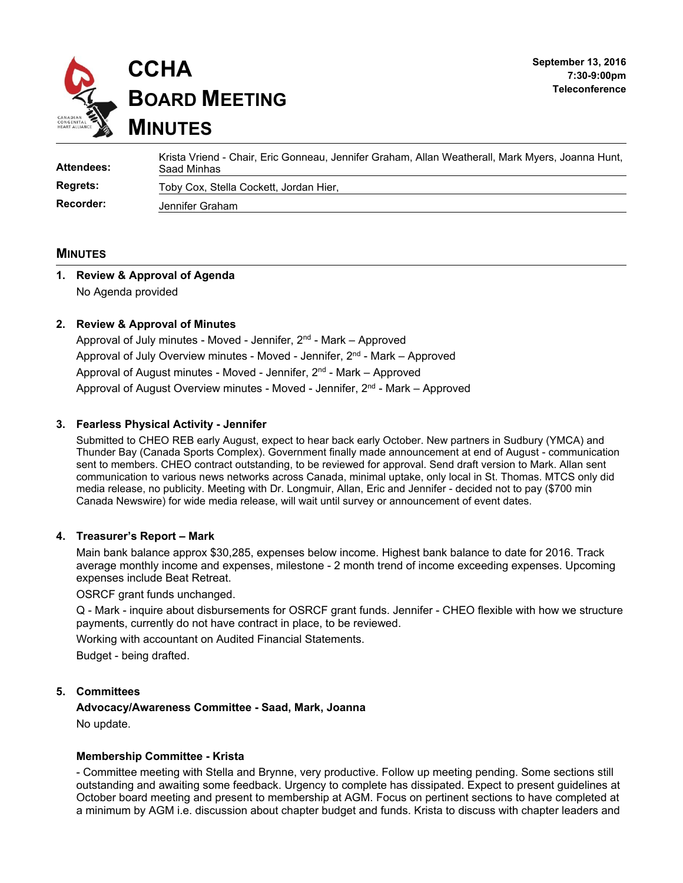# CCHA BOARD MEETING MINUTES

**September 13, 2016**
**7:30-9:00pm**
**Teleconference**

| | |
|---|---|
| **Attendees:** | Krista Vriend - Chair, Eric Gonneau, Jennifer Graham, Allan Weatherall, Mark Myers, Joanna Hunt, Saad Minhas |
| **Regrets:** | Toby Cox, Stella Cockett, Jordan Hier, |
| **Recorder:** | Jennifer Graham |

## MINUTES

### 1. Review & Approval of Agenda

No Agenda provided

### 2. Review & Approval of Minutes

Approval of July minutes - Moved - Jennifer, 2nd - Mark – Approved

Approval of July Overview minutes - Moved - Jennifer, 2nd - Mark – Approved

Approval of August minutes - Moved - Jennifer, 2nd - Mark – Approved

Approval of August Overview minutes - Moved - Jennifer, 2nd - Mark – Approved

### 3. Fearless Physical Activity - Jennifer

Submitted to CHEO REB early August, expect to hear back early October. New partners in Sudbury (YMCA) and Thunder Bay (Canada Sports Complex). Government finally made announcement at end of August - communication sent to members. CHEO contract outstanding, to be reviewed for approval. Send draft version to Mark. Allan sent communication to various news networks across Canada, minimal uptake, only local in St. Thomas. MTCS only did media release, no publicity. Meeting with Dr. Longmuir, Allan, Eric and Jennifer - decided not to pay ($700 min Canada Newswire) for wide media release, will wait until survey or announcement of event dates.

### 4. Treasurer's Report – Mark

Main bank balance approx $30,285, expenses below income. Highest bank balance to date for 2016. Track average monthly income and expenses, milestone - 2 month trend of income exceeding expenses. Upcoming expenses include Beat Retreat.

OSRCF grant funds unchanged.

Q - Mark - inquire about disbursements for OSRCF grant funds. Jennifer - CHEO flexible with how we structure payments, currently do not have contract in place, to be reviewed.

Working with accountant on Audited Financial Statements.

Budget - being drafted.

### 5. Committees

**Advocacy/Awareness Committee - Saad, Mark, Joanna**

No update.

**Membership Committee - Krista**

- Committee meeting with Stella and Brynne, very productive. Follow up meeting pending. Some sections still outstanding and awaiting some feedback. Urgency to complete has dissipated. Expect to present guidelines at October board meeting and present to membership at AGM. Focus on pertinent sections to have completed at a minimum by AGM i.e. discussion about chapter budget and funds. Krista to discuss with chapter leaders and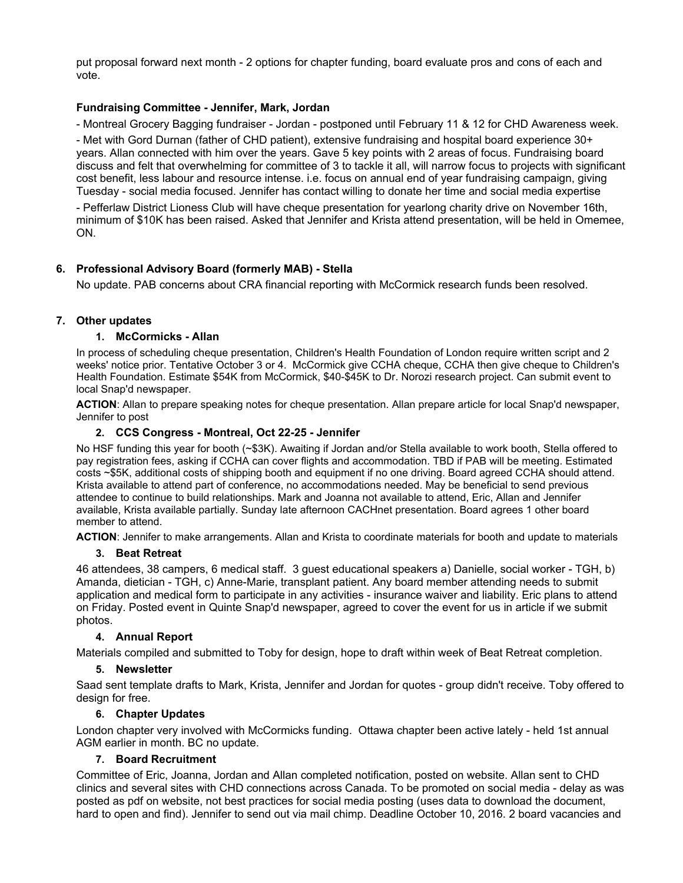put proposal forward next month - 2 options for chapter funding, board evaluate pros and cons of each and vote.

**Fundraising Committee - Jennifer, Mark, Jordan**

- Montreal Grocery Bagging fundraiser - Jordan - postponed until February 11 & 12 for CHD Awareness week.

- Met with Gord Durnan (father of CHD patient), extensive fundraising and hospital board experience 30+ years. Allan connected with him over the years. Gave 5 key points with 2 areas of focus. Fundraising board discuss and felt that overwhelming for committee of 3 to tackle it all, will narrow focus to projects with significant cost benefit, less labour and resource intense. i.e. focus on annual end of year fundraising campaign, giving Tuesday - social media focused. Jennifer has contact willing to donate her time and social media expertise

- Pefferlaw District Lioness Club will have cheque presentation for yearlong charity drive on November 16th, minimum of $10K has been raised. Asked that Jennifer and Krista attend presentation, will be held in Omemee, ON.

## 6. Professional Advisory Board (formerly MAB) - Stella

No update. PAB concerns about CRA financial reporting with McCormick research funds been resolved.

## 7. Other updates

### 1. McCormicks - Allan

In process of scheduling cheque presentation, Children's Health Foundation of London require written script and 2 weeks' notice prior. Tentative October 3 or 4. McCormick give CCHA cheque, CCHA then give cheque to Children's Health Foundation. Estimate $54K from McCormick, $40-$45K to Dr. Norozi research project. Can submit event to local Snap'd newspaper.

**ACTION**: Allan to prepare speaking notes for cheque presentation. Allan prepare article for local Snap'd newspaper, Jennifer to post

### 2. CCS Congress - Montreal, Oct 22-25 - Jennifer

No HSF funding this year for booth (~$3K). Awaiting if Jordan and/or Stella available to work booth, Stella offered to pay registration fees, asking if CCHA can cover flights and accommodation. TBD if PAB will be meeting. Estimated costs ~$5K, additional costs of shipping booth and equipment if no one driving. Board agreed CCHA should attend. Krista available to attend part of conference, no accommodations needed. May be beneficial to send previous attendee to continue to build relationships. Mark and Joanna not available to attend, Eric, Allan and Jennifer available, Krista available partially. Sunday late afternoon CACHnet presentation. Board agrees 1 other board member to attend.

**ACTION**: Jennifer to make arrangements. Allan and Krista to coordinate materials for booth and update to materials

### 3. Beat Retreat

46 attendees, 38 campers, 6 medical staff. 3 guest educational speakers a) Danielle, social worker - TGH, b) Amanda, dietician - TGH, c) Anne-Marie, transplant patient. Any board member attending needs to submit application and medical form to participate in any activities - insurance waiver and liability. Eric plans to attend on Friday. Posted event in Quinte Snap'd newspaper, agreed to cover the event for us in article if we submit photos.

### 4. Annual Report

Materials compiled and submitted to Toby for design, hope to draft within week of Beat Retreat completion.

### 5. Newsletter

Saad sent template drafts to Mark, Krista, Jennifer and Jordan for quotes - group didn't receive. Toby offered to design for free.

### 6. Chapter Updates

London chapter very involved with McCormicks funding. Ottawa chapter been active lately - held 1st annual AGM earlier in month. BC no update.

### 7. Board Recruitment

Committee of Eric, Joanna, Jordan and Allan completed notification, posted on website. Allan sent to CHD clinics and several sites with CHD connections across Canada. To be promoted on social media - delay as was posted as pdf on website, not best practices for social media posting (uses data to download the document, hard to open and find). Jennifer to send out via mail chimp. Deadline October 10, 2016. 2 board vacancies and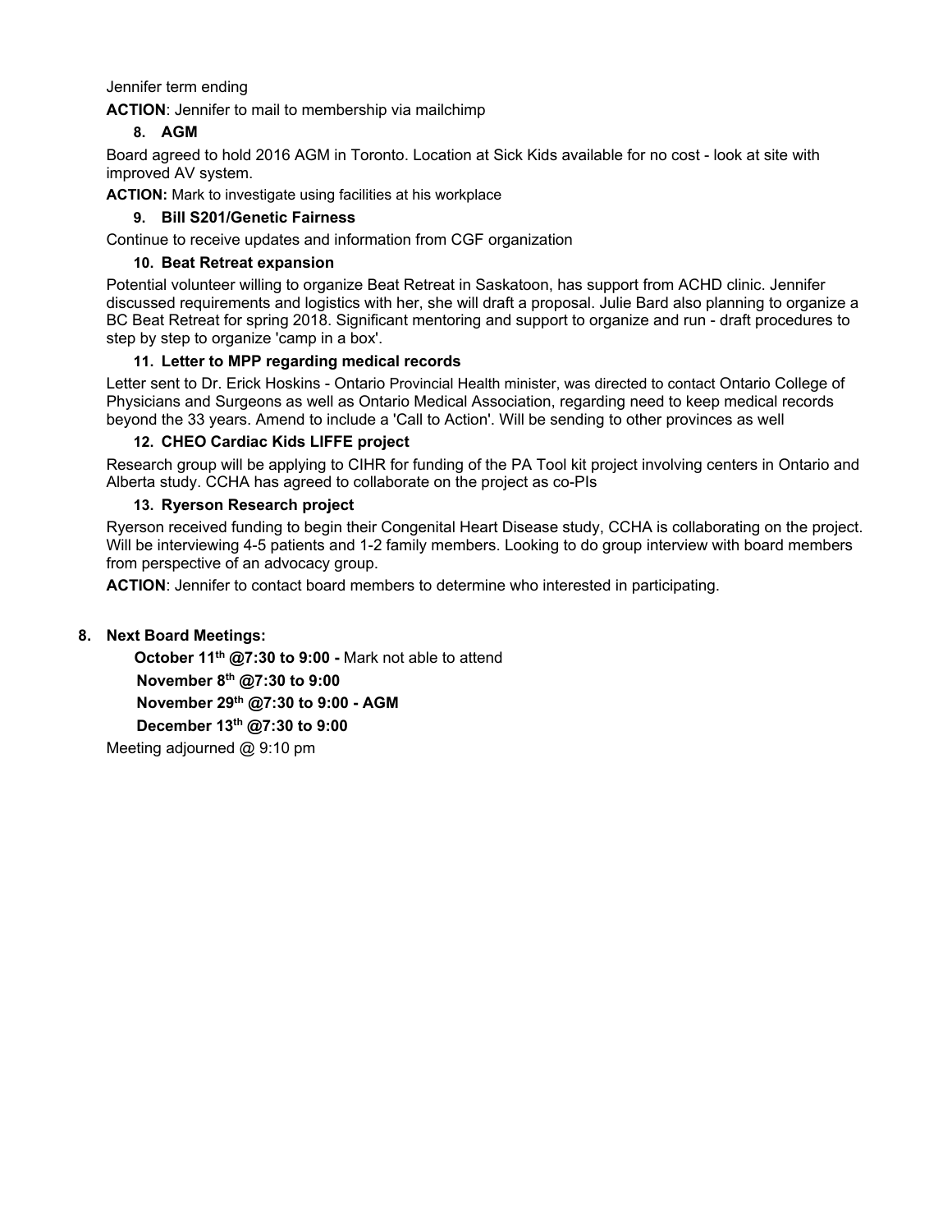Jennifer term ending

**ACTION**: Jennifer to mail to membership via mailchimp

8. **AGM**

Board agreed to hold 2016 AGM in Toronto. Location at Sick Kids available for no cost - look at site with improved AV system.

**ACTION:** Mark to investigate using facilities at his workplace

9. **Bill S201/Genetic Fairness**

Continue to receive updates and information from CGF organization

10. **Beat Retreat expansion**

Potential volunteer willing to organize Beat Retreat in Saskatoon, has support from ACHD clinic. Jennifer discussed requirements and logistics with her, she will draft a proposal. Julie Bard also planning to organize a BC Beat Retreat for spring 2018. Significant mentoring and support to organize and run - draft procedures to step by step to organize 'camp in a box'.

11. **Letter to MPP regarding medical records**

Letter sent to Dr. Erick Hoskins - Ontario Provincial Health minister, was directed to contact Ontario College of Physicians and Surgeons as well as Ontario Medical Association, regarding need to keep medical records beyond the 33 years. Amend to include a 'Call to Action'. Will be sending to other provinces as well

12. **CHEO Cardiac Kids LIFFE project**

Research group will be applying to CIHR for funding of the PA Tool kit project involving centers in Ontario and Alberta study. CCHA has agreed to collaborate on the project as co-PIs

13. **Ryerson Research project**

Ryerson received funding to begin their Congenital Heart Disease study, CCHA is collaborating on the project. Will be interviewing 4-5 patients and 1-2 family members. Looking to do group interview with board members from perspective of an advocacy group.

**ACTION**: Jennifer to contact board members to determine who interested in participating.

8. **Next Board Meetings:**

   **October 11th @7:30 to 9:00 -** Mark not able to attend

   **November 8th @7:30 to 9:00**

   **November 29th @7:30 to 9:00 - AGM**

   **December 13th @7:30 to 9:00**

Meeting adjourned @ 9:10 pm